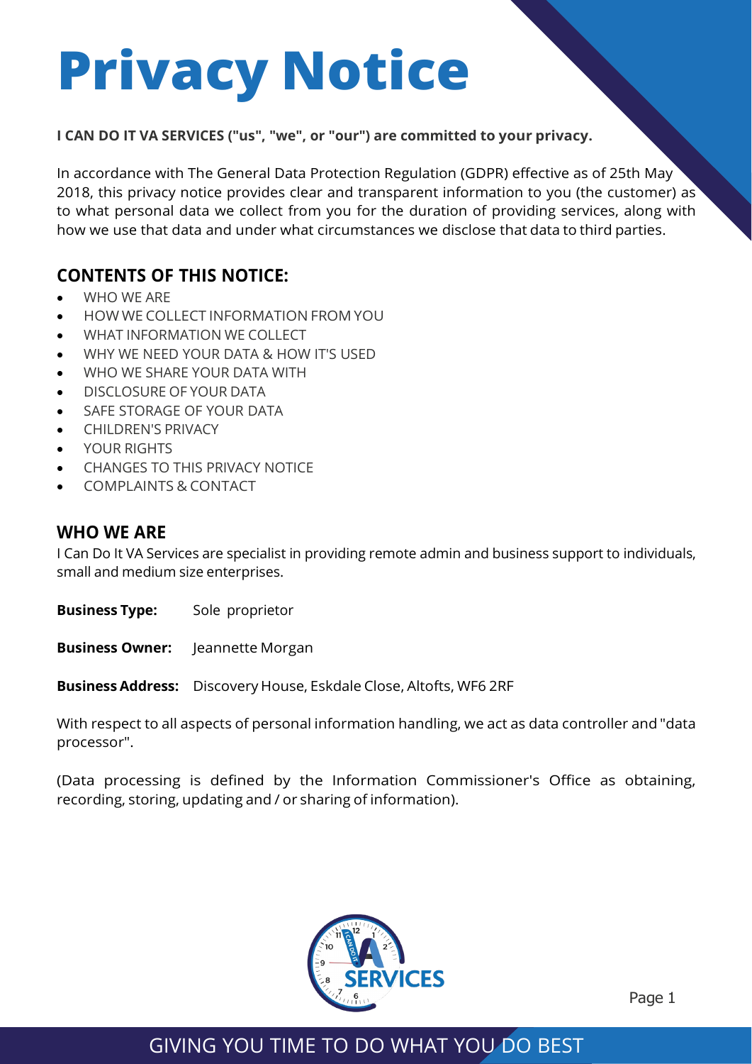# Privacy Notice

**I CAN DO IT VA SERVICES ("us", "we", or "our") are committed to your privacy.**

In accordance with The General Data Protection Regulation (GDPR) effective as of 25th May 2018, this privacy notice provides clear and transparent information to you (the customer) as to what personal data we collect from you for the duration of providing services, along with how we use that data and under what circumstances we disclose that data to third parties.

## CONTENTS OF THIS NOTICE:

- WHO WE ARE
- HOW WE COLLECT INFORMATION FROM YOU
- WHAT INFORMATION WE COLLECT
- WHY WE NEED YOUR DATA & HOW IT'S USED
- WHO WE SHARE YOUR DATA WITH
- DISCLOSURE OF YOUR DATA
- SAFE STORAGE OF YOUR DATA
- CHILDREN'S PRIVACY
- YOUR RIGHTS
- CHANGES TO THIS PRIVACY NOTICE
- COMPLAINTS & CONTACT

## WHO WE ARE

I Can Do It VA Services are specialist in providing remote admin and business support to individuals, small and medium size enterprises.

**Business Type:** Sole proprietor

**Business Owner:** Jeannette Morgan

**Business Address:** Discovery House, Eskdale Close, Altofts, WF6 2RF

With respect to all aspects of personal information handling, we act as data controller and "data processor".

(Data processing is defined by the Information Commissioner's Office as obtaining, recording, storing, updating and / or sharing of information).

GIVING YOU TIME TO DO WHAT YOU DO BEST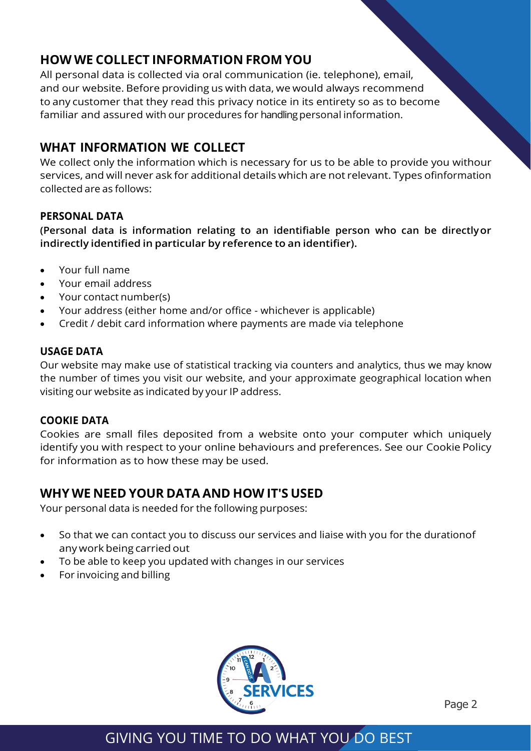## HOW WE COLLECT INFORMATION FROM YOU

All personal data is collected via oral communication (ie. telephone), email, and our website. Before providing us with data, we would always recommend to any customer that they read this privacy notice in its entirety so as to become familiar and assured with our procedures for handling personal information.

## WHAT INFORMATION WE COLLECT

We collect only the information which is necessary for us to be able to provide you withour services, and will never ask for additional details which are not relevant. Types ofinformation collected are as follows:

### PERSONAL DATA

**(Personal data is information relating to an identifiable person who can be directlyor indirectly identified in particular by reference to an identifier).**

- Your full name
- Your email address
- Your contact number(s)
- Your address (either home and/or office - whichever is applicable)
- Credit / debit card information where payments are made via telephone

### USAGE DATA

Our website may make use of statistical tracking via counters and analytics, thus we may know the number of times you visit our website, and your approximate geographical location when visiting our website as indicated by your IP address.

### COOKIE DATA

Cookies are small files deposited from a website onto your computer which uniquely identify you with respect to your online behaviours and preferences. See our Cookie Policy for information as to how these may be used.

## WHY WE NEED YOUR DATA AND HOW IT'S USED

Your personal data is needed for the following purposes:

- So that we can contact you to discuss our services and liaise with you for the durationof any work being carried out
- To be able to keep you updated with changes in our services
- For invoicing and billing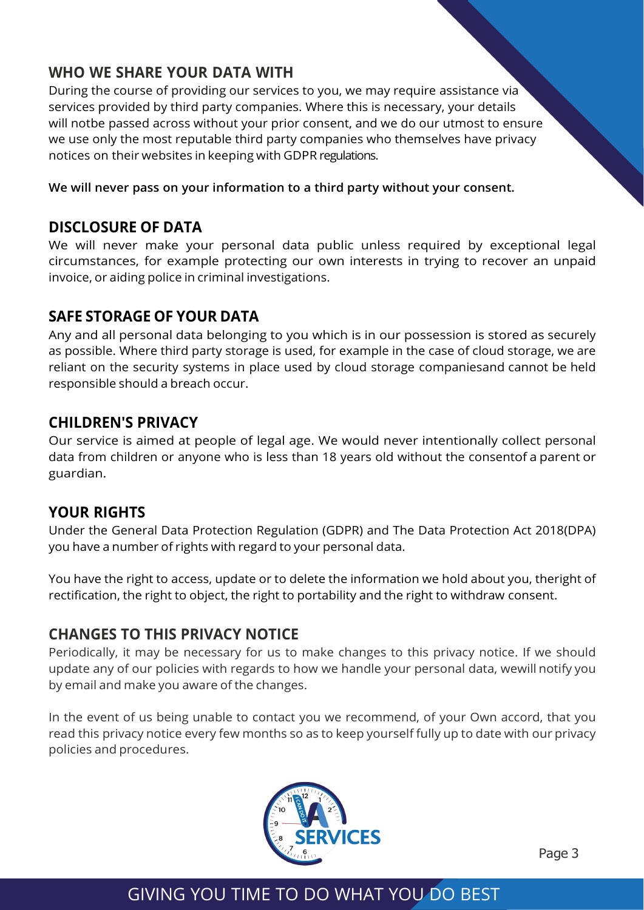## WHO WE SHARE YOUR DATA WITH

During the course of providing our services to you, we may require assistance via services provided by third party companies. Where this is necessary, your details will notbe passed across without your prior consent, and we do our utmost to ensure we use only the most reputable third party companies who themselves have privacy notices on their websites in keeping with GDPR regulations.

**We will never pass on your information to a third party without your consent.**

## DISCLOSURE OF DATA

We will never make your personal data public unless required by exceptional legal circumstances, for example protecting our own interests in trying to recover an unpaid invoice, or aiding police in criminal investigations.

## SAFE STORAGE OF YOUR DATA

Any and all personal data belonging to you which is in our possession is stored as securely as possible. Where third party storage is used, for example in the case of cloud storage, we are reliant on the security systems in place used by cloud storage companiesand cannot be held responsible should a breach occur.

## CHILDREN'S PRIVACY

Our service is aimed at people of legal age. We would never intentionally collect personal data from children or anyone who is less than 18 years old without the consentof a parent or guardian.

## YOUR RIGHTS

Under the General Data Protection Regulation (GDPR) and The Data Protection Act 2018(DPA) you have a number of rights with regard to your personal data.

You have the right to access, update or to delete the information we hold about you, theright of rectification, the right to object, the right to portability and the right to withdraw consent.

## CHANGES TO THIS PRIVACY NOTICE

Periodically, it may be necessary for us to make changes to this privacy notice. If we should update any of our policies with regards to how we handle your personal data, wewill notify you by email and make you aware of the changes.

In the event of us being unable to contact you we recommend, of your Own accord, that you read this privacy notice every few months so as to keep yourself fully up to date with our privacy policies and procedures.

GIVING YOU TIME TO DO WHAT YOU DO BEST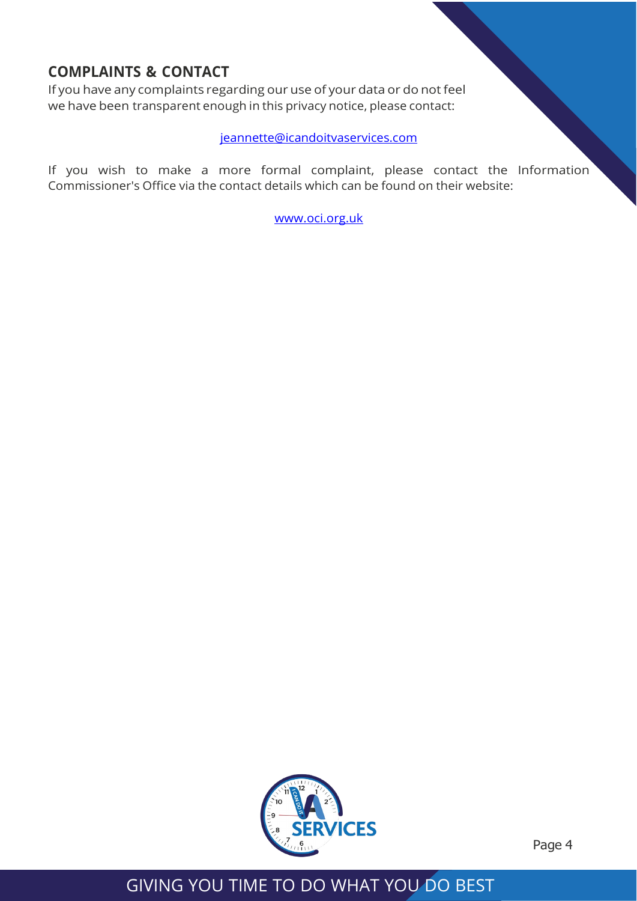## COMPLAINTS & CONTACT

If you have any complaints regarding our use of your data or do not feel we have been transparent enough in this privacy notice, please contact:

jeannette@icandoitvaservices.com

If you wish to make a more formal complaint, please contact the Information Commissioner's Office via the contact details which can be found on their website:

www.oci.org.uk